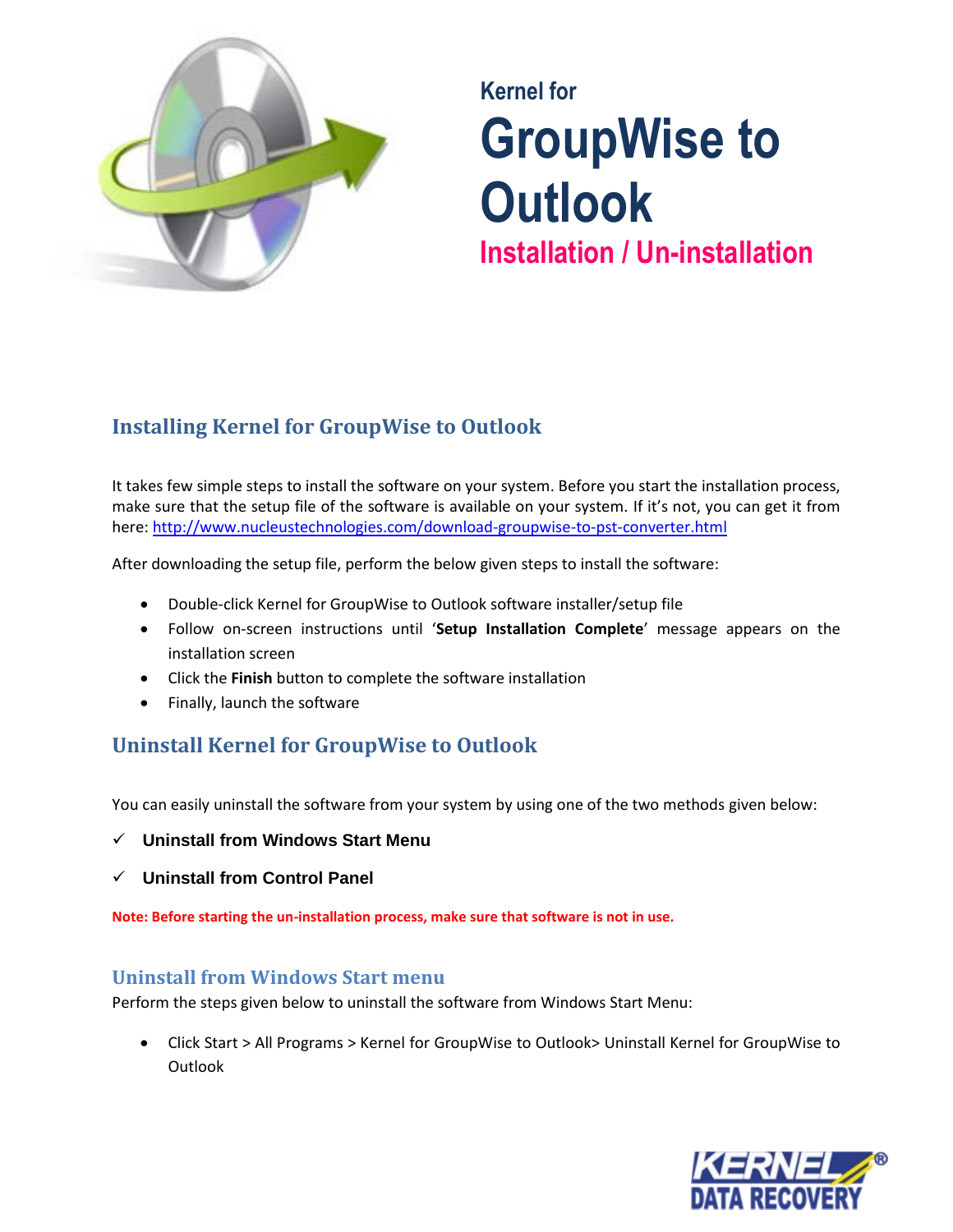Kernel for

# GroupWise to Outlook

## Installation / Un-installation

## Installing Kernel for GroupWise to Outlook

It takes few simple steps to install the software on your system. Before you start the installation process, make sure that the setup file of the software is available on your system. If it's not, you can get it from here: [http://www.nucleustechnologies.com/download-groupwise-to-pst-converter.html](http://www.nucleustechnologies.com/download-groupwise-to-pst-converter.html)

After downloading the setup file, perform the below given steps to install the software:

- Double-click Kernel for GroupWise to Outlook software installer/setup file
- Follow on-screen instructions until '**Setup Installation Complete**' message appears on the installation screen
- Click the **Finish** button to complete the software installation
- Finally, launch the software

## Uninstall Kernel for GroupWise to Outlook

You can easily uninstall the software from your system by using one of the two methods given below:

✓ **Uninstall from Windows Start Menu**

✓ **Uninstall from Control Panel**

**Note: Before starting the un-installation process, make sure that software is not in use.**

### Uninstall from Windows Start menu

Perform the steps given below to uninstall the software from Windows Start Menu:

- Click Start > All Programs > Kernel for GroupWise to Outlook> Uninstall Kernel for GroupWise to Outlook

KERNEL® DATA RECOVERY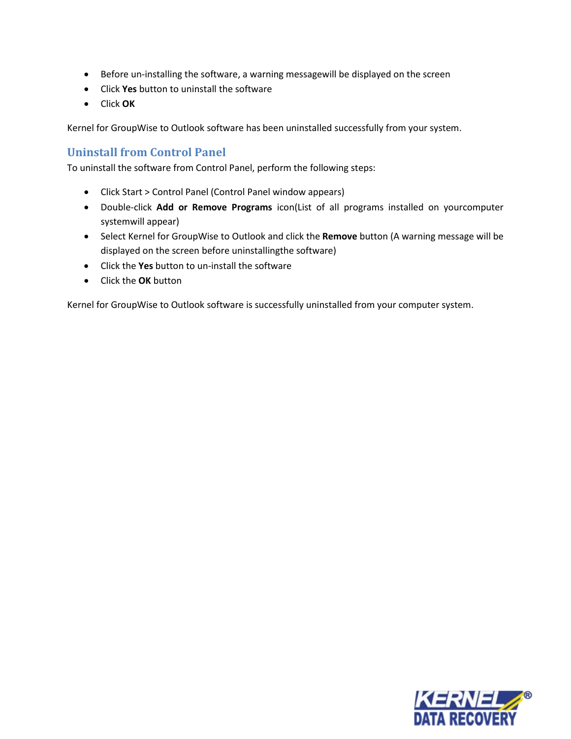- Before un-installing the software, a warning messagewill be displayed on the screen
- Click **Yes** button to uninstall the software
- Click **OK**

Kernel for GroupWise to Outlook software has been uninstalled successfully from your system.

## Uninstall from Control Panel

To uninstall the software from Control Panel, perform the following steps:

- Click Start > Control Panel (Control Panel window appears)
- Double-click **Add or Remove Programs** icon(List of all programs installed on yourcomputer systemwill appear)
- Select Kernel for GroupWise to Outlook and click the **Remove** button (A warning message will be displayed on the screen before uninstallingthe software)
- Click the **Yes** button to un-install the software
- Click the **OK** button

Kernel for GroupWise to Outlook software is successfully uninstalled from your computer system.